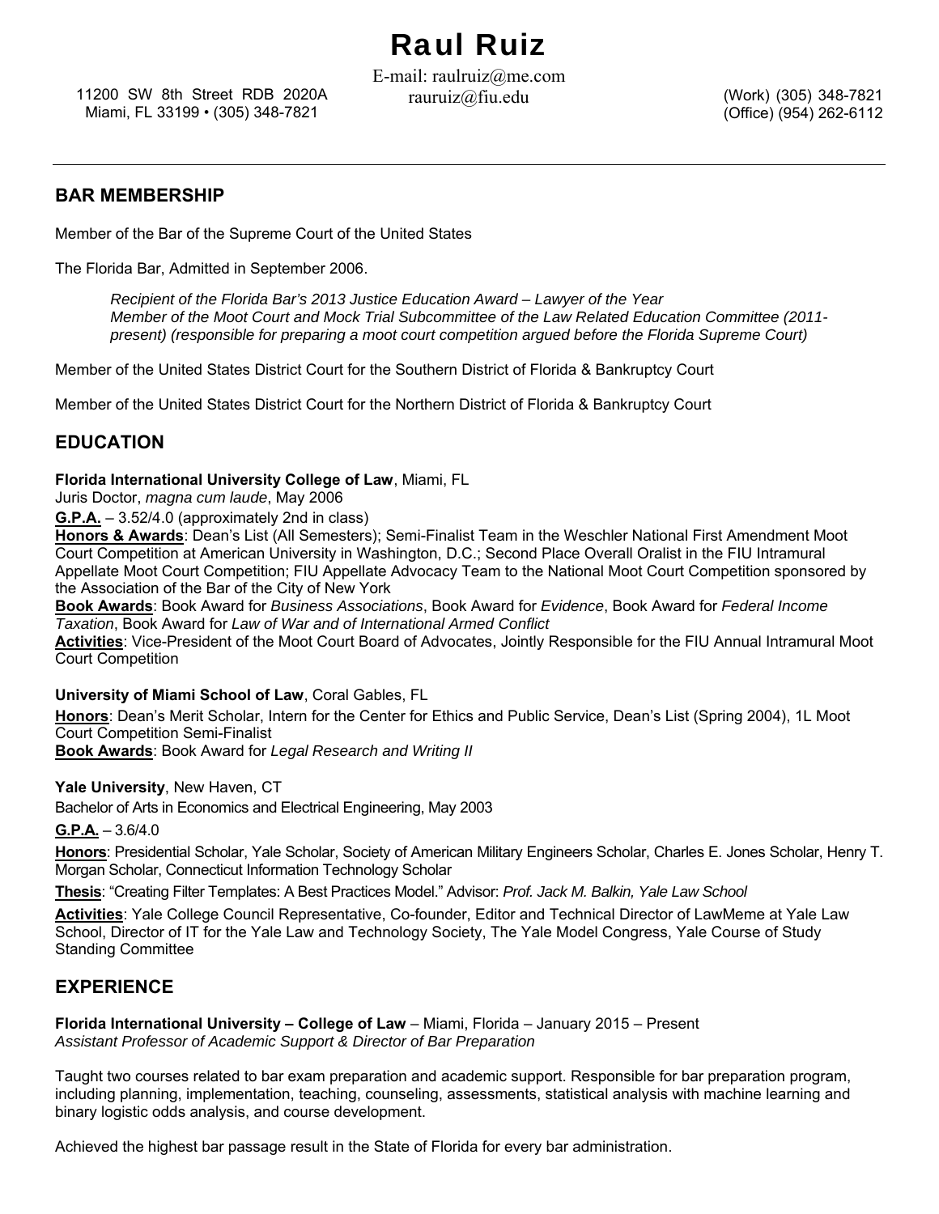# Raul Ruiz

11200 SW 8th Street RDB 2020A
Miami, FL 33199 • (305) 348-7821

E-mail: raulruiz@me.com
rauruiz@fiu.edu

(Work) (305) 348-7821
(Office) (954) 262-6112

---

## BAR MEMBERSHIP

Member of the Bar of the Supreme Court of the United States

The Florida Bar, Admitted in September 2006.

> *Recipient of the Florida Bar's 2013 Justice Education Award – Lawyer of the Year*
> *Member of the Moot Court and Mock Trial Subcommittee of the Law Related Education Committee (2011-present) (responsible for preparing a moot court competition argued before the Florida Supreme Court)*

Member of the United States District Court for the Southern District of Florida & Bankruptcy Court

Member of the United States District Court for the Northern District of Florida & Bankruptcy Court

## EDUCATION

**Florida International University College of Law**, Miami, FL
Juris Doctor, *magna cum laude*, May 2006
**G.P.A.** – 3.52/4.0 (approximately 2nd in class)
**Honors & Awards**: Dean's List (All Semesters); Semi-Finalist Team in the Weschler National First Amendment Moot Court Competition at American University in Washington, D.C.; Second Place Overall Oralist in the FIU Intramural Appellate Moot Court Competition; FIU Appellate Advocacy Team to the National Moot Court Competition sponsored by the Association of the Bar of the City of New York
**Book Awards**: Book Award for *Business Associations*, Book Award for *Evidence*, Book Award for *Federal Income Taxation*, Book Award for *Law of War and of International Armed Conflict*
**Activities**: Vice-President of the Moot Court Board of Advocates, Jointly Responsible for the FIU Annual Intramural Moot Court Competition

**University of Miami School of Law**, Coral Gables, FL
**Honors**: Dean's Merit Scholar, Intern for the Center for Ethics and Public Service, Dean's List (Spring 2004), 1L Moot Court Competition Semi-Finalist
**Book Awards**: Book Award for *Legal Research and Writing II*

**Yale University**, New Haven, CT
Bachelor of Arts in Economics and Electrical Engineering, May 2003
**G.P.A.** – 3.6/4.0
**Honors**: Presidential Scholar, Yale Scholar, Society of American Military Engineers Scholar, Charles E. Jones Scholar, Henry T. Morgan Scholar, Connecticut Information Technology Scholar
**Thesis**: "Creating Filter Templates: A Best Practices Model." Advisor: *Prof. Jack M. Balkin, Yale Law School*
**Activities**: Yale College Council Representative, Co-founder, Editor and Technical Director of LawMeme at Yale Law School, Director of IT for the Yale Law and Technology Society, The Yale Model Congress, Yale Course of Study Standing Committee

## EXPERIENCE

**Florida International University – College of Law** – Miami, Florida – January 2015 – Present
*Assistant Professor of Academic Support & Director of Bar Preparation*

Taught two courses related to bar exam preparation and academic support. Responsible for bar preparation program, including planning, implementation, teaching, counseling, assessments, statistical analysis with machine learning and binary logistic odds analysis, and course development.

Achieved the highest bar passage result in the State of Florida for every bar administration.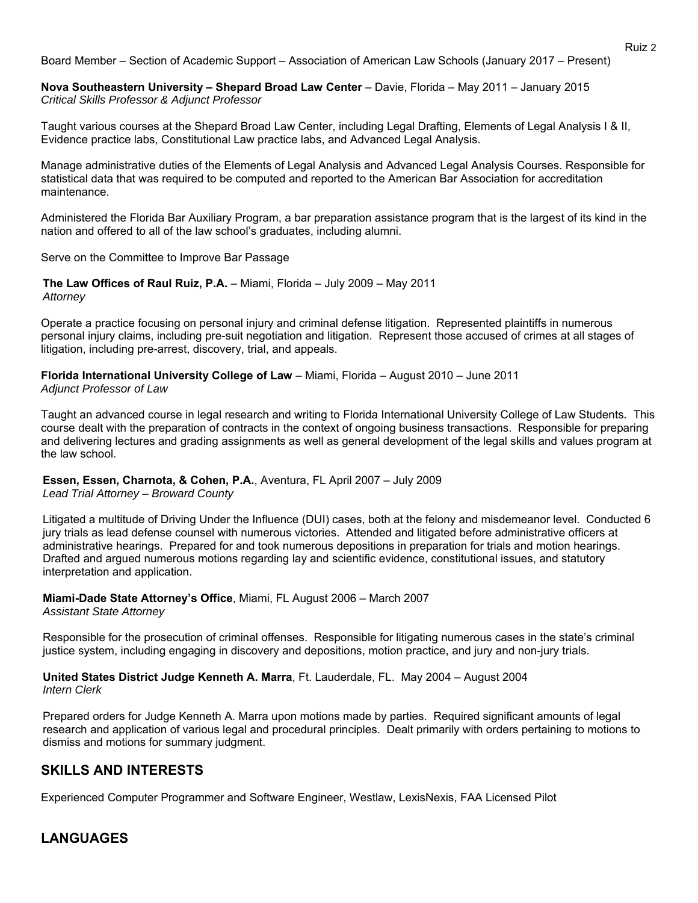Board Member – Section of Academic Support – Association of American Law Schools (January 2017 – Present)

**Nova Southeastern University – Shepard Broad Law Center** – Davie, Florida – May 2011 – January 2015
*Critical Skills Professor & Adjunct Professor*

Taught various courses at the Shepard Broad Law Center, including Legal Drafting, Elements of Legal Analysis I & II, Evidence practice labs, Constitutional Law practice labs, and Advanced Legal Analysis.

Manage administrative duties of the Elements of Legal Analysis and Advanced Legal Analysis Courses. Responsible for statistical data that was required to be computed and reported to the American Bar Association for accreditation maintenance.

Administered the Florida Bar Auxiliary Program, a bar preparation assistance program that is the largest of its kind in the nation and offered to all of the law school's graduates, including alumni.

Serve on the Committee to Improve Bar Passage

**The Law Offices of Raul Ruiz, P.A.** – Miami, Florida – July 2009 – May 2011
*Attorney*

Operate a practice focusing on personal injury and criminal defense litigation. Represented plaintiffs in numerous personal injury claims, including pre-suit negotiation and litigation. Represent those accused of crimes at all stages of litigation, including pre-arrest, discovery, trial, and appeals.

**Florida International University College of Law** – Miami, Florida – August 2010 – June 2011
*Adjunct Professor of Law*

Taught an advanced course in legal research and writing to Florida International University College of Law Students. This course dealt with the preparation of contracts in the context of ongoing business transactions. Responsible for preparing and delivering lectures and grading assignments as well as general development of the legal skills and values program at the law school.

**Essen, Essen, Charnota, & Cohen, P.A.**, Aventura, FL April 2007 – July 2009
*Lead Trial Attorney – Broward County*

Litigated a multitude of Driving Under the Influence (DUI) cases, both at the felony and misdemeanor level. Conducted 6 jury trials as lead defense counsel with numerous victories. Attended and litigated before administrative officers at administrative hearings. Prepared for and took numerous depositions in preparation for trials and motion hearings. Drafted and argued numerous motions regarding lay and scientific evidence, constitutional issues, and statutory interpretation and application.

**Miami-Dade State Attorney's Office**, Miami, FL August 2006 – March 2007
*Assistant State Attorney*

Responsible for the prosecution of criminal offenses. Responsible for litigating numerous cases in the state's criminal justice system, including engaging in discovery and depositions, motion practice, and jury and non-jury trials.

**United States District Judge Kenneth A. Marra**, Ft. Lauderdale, FL. May 2004 – August 2004
*Intern Clerk*

Prepared orders for Judge Kenneth A. Marra upon motions made by parties. Required significant amounts of legal research and application of various legal and procedural principles. Dealt primarily with orders pertaining to motions to dismiss and motions for summary judgment.

## SKILLS AND INTERESTS

Experienced Computer Programmer and Software Engineer, Westlaw, LexisNexis, FAA Licensed Pilot

## LANGUAGES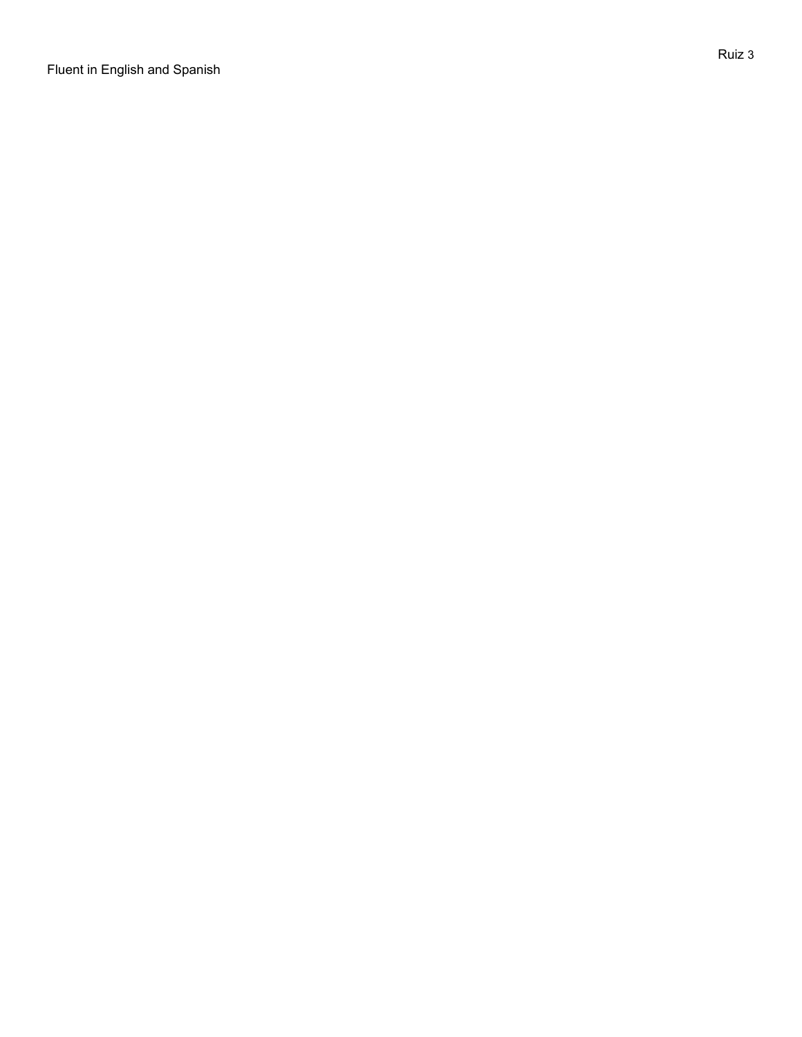Fluent in English and Spanish